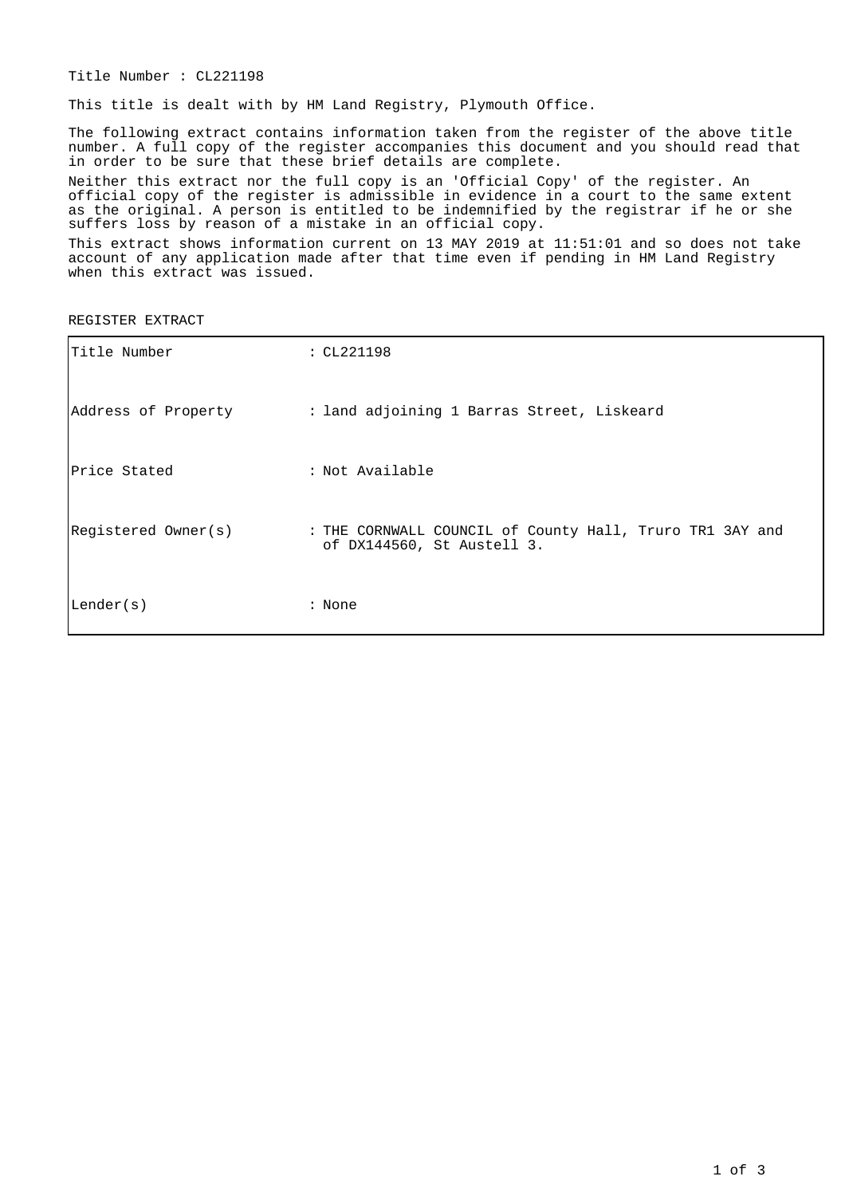Title Number : CL221198

This title is dealt with by HM Land Registry, Plymouth Office.

The following extract contains information taken from the register of the above title number. A full copy of the register accompanies this document and you should read that in order to be sure that these brief details are complete.

Neither this extract nor the full copy is an 'Official Copy' of the register. An official copy of the register is admissible in evidence in a court to the same extent as the original. A person is entitled to be indemnified by the registrar if he or she suffers loss by reason of a mistake in an official copy.

This extract shows information current on 13 MAY 2019 at 11:51:01 and so does not take account of any application made after that time even if pending in HM Land Registry when this extract was issued.

REGISTER EXTRACT

| | |
|---|---|
| Title Number | : CL221198 |
| Address of Property | : land adjoining 1 Barras Street, Liskeard |
| Price Stated | : Not Available |
| Registered Owner(s) | : THE CORNWALL COUNCIL of County Hall, Truro TR1 3AY and of DX144560, St Austell 3. |
| Lender(s) | : None |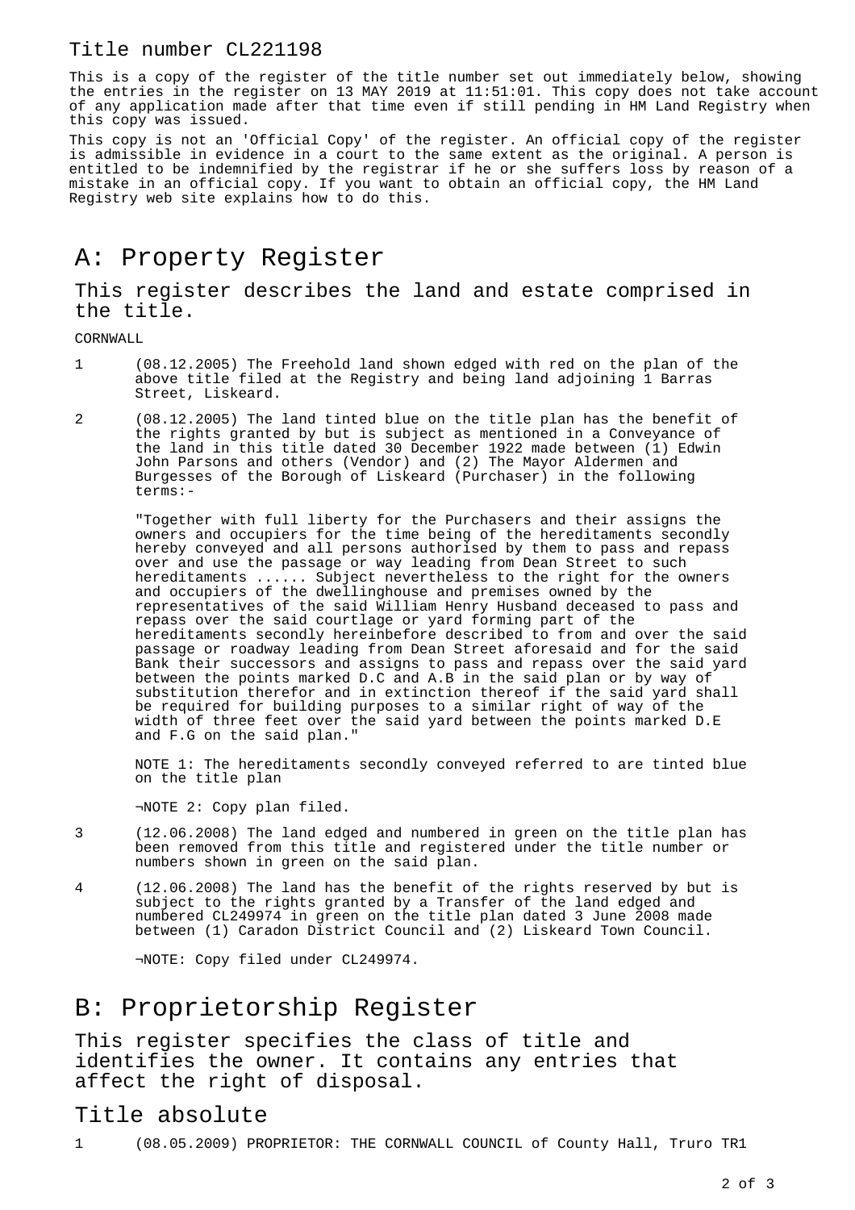Title number CL221198

This is a copy of the register of the title number set out immediately below, showing the entries in the register on 13 MAY 2019 at 11:51:01. This copy does not take account of any application made after that time even if still pending in HM Land Registry when this copy was issued.

This copy is not an 'Official Copy' of the register. An official copy of the register is admissible in evidence in a court to the same extent as the original. A person is entitled to be indemnified by the registrar if he or she suffers loss by reason of a mistake in an official copy. If you want to obtain an official copy, the HM Land Registry web site explains how to do this.

# A: Property Register

## This register describes the land and estate comprised in the title.

CORNWALL

1 (08.12.2005) The Freehold land shown edged with red on the plan of the above title filed at the Registry and being land adjoining 1 Barras Street, Liskeard.

2 (08.12.2005) The land tinted blue on the title plan has the benefit of the rights granted by but is subject as mentioned in a Conveyance of the land in this title dated 30 December 1922 made between (1) Edwin John Parsons and others (Vendor) and (2) The Mayor Aldermen and Burgesses of the Borough of Liskeard (Purchaser) in the following terms:-

"Together with full liberty for the Purchasers and their assigns the owners and occupiers for the time being of the hereditaments secondly hereby conveyed and all persons authorised by them to pass and repass over and use the passage or way leading from Dean Street to such hereditaments ...... Subject nevertheless to the right for the owners and occupiers of the dwellinghouse and premises owned by the representatives of the said William Henry Husband deceased to pass and repass over the said courtlage or yard forming part of the hereditaments secondly hereinbefore described to from and over the said passage or roadway leading from Dean Street aforesaid and for the said Bank their successors and assigns to pass and repass over the said yard between the points marked D.C and A.B in the said plan or by way of substitution therefor and in extinction thereof if the said yard shall be required for building purposes to a similar right of way of the width of three feet over the said yard between the points marked D.E and F.G on the said plan."

NOTE 1: The hereditaments secondly conveyed referred to are tinted blue on the title plan

¬NOTE 2: Copy plan filed.

3 (12.06.2008) The land edged and numbered in green on the title plan has been removed from this title and registered under the title number or numbers shown in green on the said plan.

4 (12.06.2008) The land has the benefit of the rights reserved by but is subject to the rights granted by a Transfer of the land edged and numbered CL249974 in green on the title plan dated 3 June 2008 made between (1) Caradon District Council and (2) Liskeard Town Council.

¬NOTE: Copy filed under CL249974.

# B: Proprietorship Register

## This register specifies the class of title and identifies the owner. It contains any entries that affect the right of disposal.

## Title absolute

1 (08.05.2009) PROPRIETOR: THE CORNWALL COUNCIL of County Hall, Truro TR1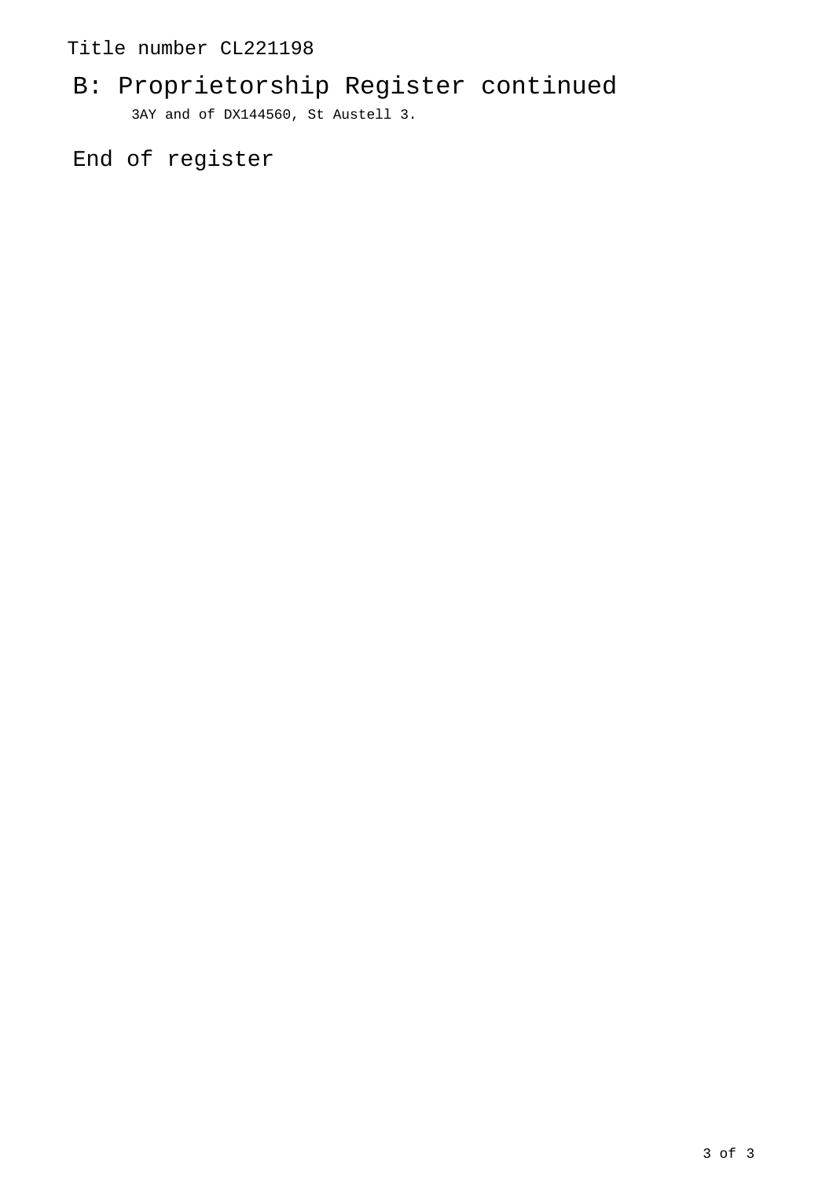## B: Proprietorship Register continued

3AY and of DX144560, St Austell 3.

## End of register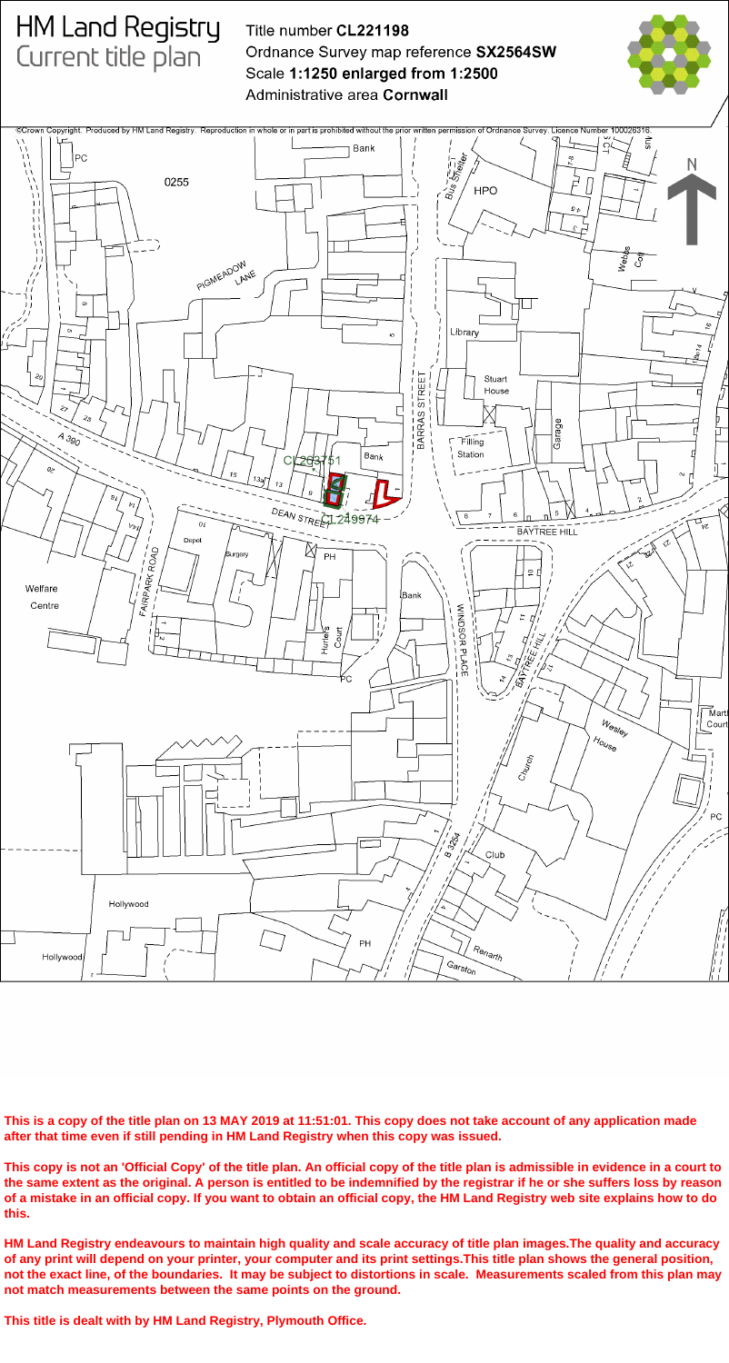# HM Land Registry
## Current title plan

Title number **CL221198**
Ordnance Survey map reference **SX2564SW**
Scale **1:1250 enlarged from 1:2500**
Administrative area **Cornwall**

©Crown Copyright. Produced by HM Land Registry. Reproduction in whole or in part is prohibited without the prior written permission of Ordnance Survey. Licence Number 100026316.

**This is a copy of the title plan on 13 MAY 2019 at 11:51:01. This copy does not take account of any application made after that time even if still pending in HM Land Registry when this copy was issued.**

**This copy is not an 'Official Copy' of the title plan. An official copy of the title plan is admissible in evidence in a court to the same extent as the original. A person is entitled to be indemnified by the registrar if he or she suffers loss by reason of a mistake in an official copy. If you want to obtain an official copy, the HM Land Registry web site explains how to do this.**

**HM Land Registry endeavours to maintain high quality and scale accuracy of title plan images.The quality and accuracy of any print will depend on your printer, your computer and its print settings.This title plan shows the general position, not the exact line, of the boundaries. It may be subject to distortions in scale. Measurements scaled from this plan may not match measurements between the same points on the ground.**

**This title is dealt with by HM Land Registry, Plymouth Office.**